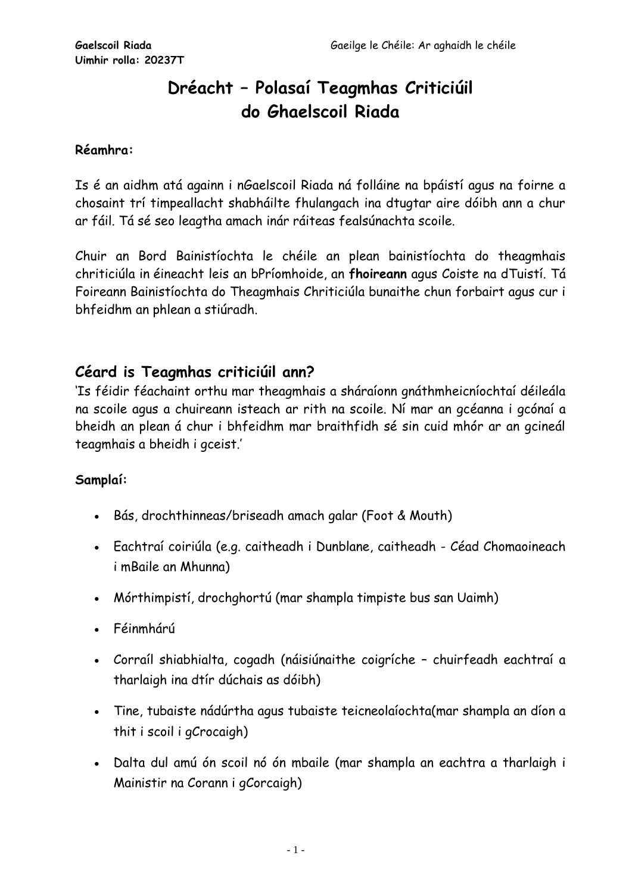# Dréacht – Polasaí Teagmhas Criticiúil do Ghaelscoil Riada

**Réamhra:**

Is é an aidhm atá againn i nGaelscoil Riada ná folláine na bpáistí agus na foirne a chosaint trí timpeallacht shabháilte fhulangach ina dtugtar aire dóibh ann a chur ar fáil. Tá sé seo leagtha amach inár ráiteas fealsúnachta scoile.

Chuir an Bord Bainistíochta le chéile an plean bainistíochta do theagmhais chriticiúla in éineacht leis an bPríomhoide, an **fhoireann** agus Coiste na dTuistí. Tá Foireann Bainistíochta do Theagmhais Chriticiúla bunaithe chun forbairt agus cur i bhfeidhm an phlean a stiúradh.

## Céard is Teagmhas criticiúil ann?

'Is féidir féachaint orthu mar theagmhais a sháraíonn gnáthmheicníochtaí déileála na scoile agus a chuireann isteach ar rith na scoile. Ní mar an gcéanna i gcónaí a bheidh an plean á chur i bhfeidhm mar braithfidh sé sin cuid mhór ar an gcineál teagmhais a bheidh i gceist.'

**Samplaí:**

- Bás, drochthinneas/briseadh amach galar (Foot & Mouth)
- Eachtraí coiriúla (e.g. caitheadh i Dunblane, caitheadh - Céad Chomaoineach i mBaile an Mhunna)
- Mórthimpistí, drochghortú (mar shampla timpiste bus san Uaimh)
- Féinmhárú
- Corraíl shiabhialta, cogadh (náisiúnaithe coigríche – chuirfeadh eachtraí a tharlaigh ina dtír dúchais as dóibh)
- Tine, tubaiste nádúrtha agus tubaiste teicneolaíochta(mar shampla an díon a thit i scoil i gCrocaigh)
- Dalta dul amú ón scoil nó ón mbaile (mar shampla an eachtra a tharlaigh i Mainistir na Corann i gCorcaigh)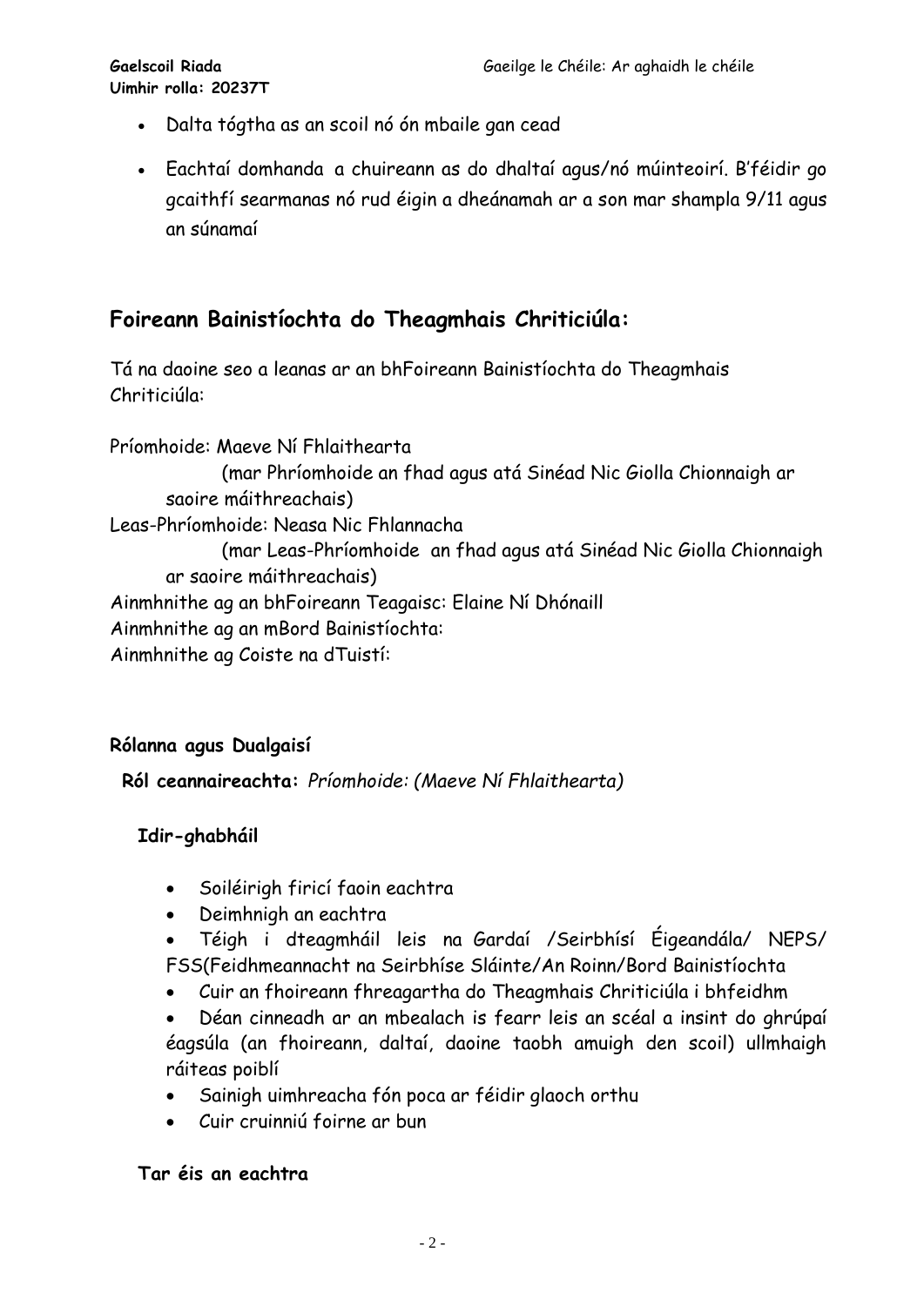- Dalta tógtha as an scoil nó ón mbaile gan cead
- Eachtaí domhanda a chuireann as do dhaltaí agus/nó múinteoirí. B'féidir go gcaithfí searmanas nó rud éigin a dheánamah ar a son mar shampla 9/11 agus an súnamaí

## Foireann Bainistíochta do Theagmhais Chriticiúla:

Tá na daoine seo a leanas ar an bhFoireann Bainistíochta do Theagmhais Chriticiúla:

Príomhoide: Maeve Ní Fhlaithearta
(mar Phríomhoide an fhad agus atá Sinéad Nic Giolla Chionnaigh ar saoire máithreachais)
Leas-Phríomhoide: Neasa Nic Fhlannacha
(mar Leas-Phríomhoide an fhad agus atá Sinéad Nic Giolla Chionnaigh ar saoire máithreachais)
Ainmhnithe ag an bhFoireann Teagaisc: Elaine Ní Dhónaill
Ainmhnithe ag an mBord Bainistíochta:
Ainmhnithe ag Coiste na dTuistí:

### Rólanna agus Dualgaisí

**Ról ceannaireachta:** *Príomhoide: (Maeve Ní Fhlaithearta)*

#### Idir-ghabháil

- Soiléirigh firicí faoin eachtra
- Deimhnigh an eachtra
- Téigh i dteagmháil leis na Gardaí /Seirbhísí Éigeandála/ NEPS/ FSS(Feidhmeannacht na Seirbhíse Sláinte/An Roinn/Bord Bainistíochta
- Cuir an fhoireann fhreagartha do Theagmhais Chriticiúla i bhfeidhm
- Déan cinneadh ar an mbealach is fearr leis an scéal a insint do ghrúpaí éagsúla (an fhoireann, daltaí, daoine taobh amuigh den scoil) ullmhaigh ráiteas poiblí
- Sainigh uimhreacha fón poca ar féidir glaoch orthu
- Cuir cruinniú foirne ar bun

#### Tar éis an eachtra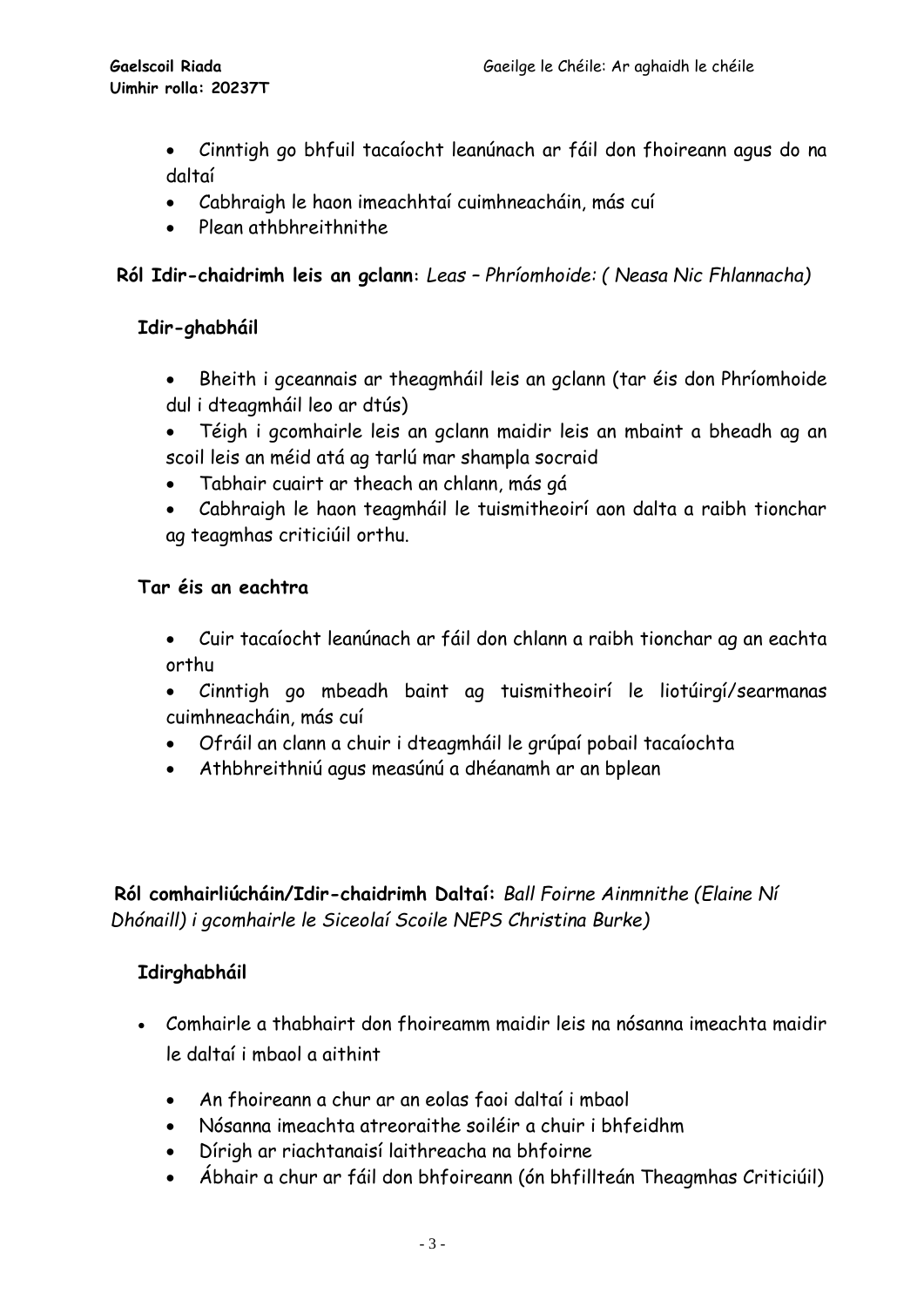- Cinntigh go bhfuil tacaíocht leanúnach ar fáil don fhoireann agus do na daltaí
- Cabhraigh le haon imeachhtaí cuimhneacháin, más cuí
- Plean athbhreithnithe

**Ról Idir-chaidrimh leis an gclann**: *Leas – Phríomhoide: ( Neasa Nic Fhlannacha)*

**Idir-ghabháil**

- Bheith i gceannais ar theagmháil leis an gclann (tar éis don Phríomhoide dul i dteagmháil leo ar dtús)
- Téigh i gcomhairle leis an gclann maidir leis an mbaint a bheadh ag an scoil leis an méid atá ag tarlú mar shampla socraid
- Tabhair cuairt ar theach an chlann, más gá
- Cabhraigh le haon teagmháil le tuismitheoirí aon dalta a raibh tionchar ag teagmhas criticiúil orthu.

**Tar éis an eachtra**

- Cuir tacaíocht leanúnach ar fáil don chlann a raibh tionchar ag an eachta orthu
- Cinntigh go mbeadh baint ag tuismitheoirí le liotúirgí/searmanas cuimhneacháin, más cuí
- Ofráil an clann a chuir i dteagmháil le grúpaí pobail tacaíochta
- Athbhreithniú agus measúnú a dhéanamh ar an bplean

**Ról comhairliúcháin/Idir-chaidrimh Daltaí:** *Ball Foirne Ainmnithe (Elaine Ní Dhónaill) i gcomhairle le Siceolaí Scoile NEPS Christina Burke)*

**Idirghabháil**

- Comhairle a thabhairt don fhoireamm maidir leis na nósanna imeachta maidir le daltaí i mbaol a aithint
    - An fhoireann a chur ar an eolas faoi daltaí i mbaol
    - Nósanna imeachta atreoraithe soiléir a chuir i bhfeidhm
    - Dírigh ar riachtanaisí laithreacha na bhfoirne
    - Ábhair a chur ar fáil don bhfoireann (ón bhfillteán Theagmhas Criticiúil)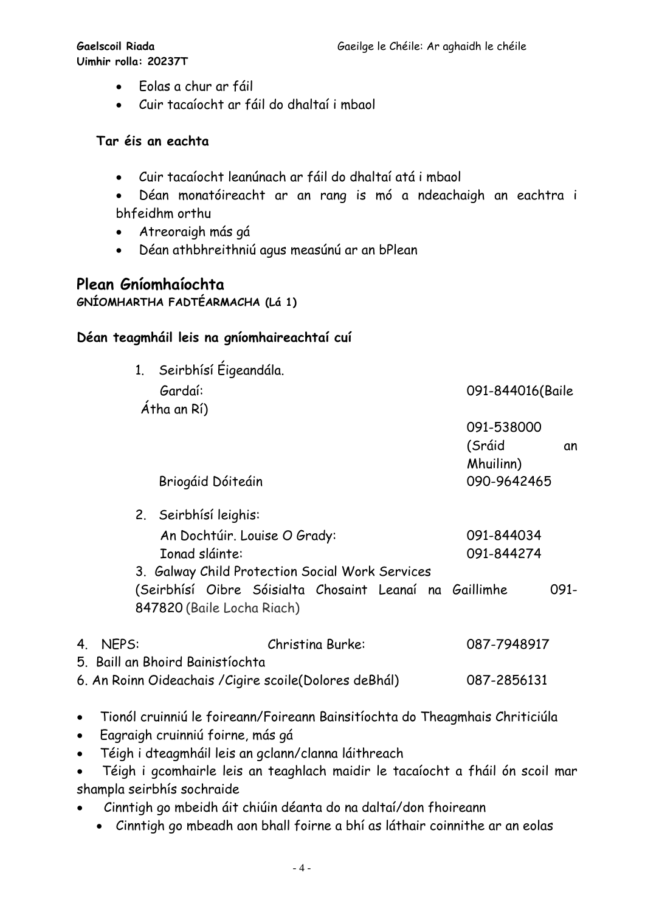- Eolas a chur ar fáil
- Cuir tacaíocht ar fáil do dhaltaí i mbaol

**Tar éis an eachta**

- Cuir tacaíocht leanúnach ar fáil do dhaltaí atá i mbaol
- Déan monatóireacht ar an rang is mó a ndeachaigh an eachtra i bhfeidhm orthu
- Atreoraigh más gá
- Déan athbhreithniú agus measúnú ar an bPlean

## Plean Gníomhaíochta

**GNÍOMHARTHA FADTÉARMACHA (Lá 1)**

**Déan teagmháil leis na gníomhaireachtaí cuí**

1. Seirbhísí Éigeandála.

| | |
|---|---|
| Gardaí: | 091-844016(Baile Átha an Rí) |
| | 091-538000 (Sráid an Mhuilinn) |
| Briogáid Dóiteáin | 090-9642465 |

2. Seirbhísí leighis:

| | |
|---|---|
| An Dochtúir. Louise O Grady: | 091-844034 |
| Ionad sláinte: | 091-844274 |

3. Galway Child Protection Social Work Services (Seirbhísí Oibre Sóisialta Chosaint Leanaí na Gaillimhe 091-847820 (Baile Locha Riach)

4. NEPS: Christina Burke: 087-7948917
5. Baill an Bhoird Bainistíochta
6. An Roinn Oideachais /Cigire scoile(Dolores deBhál) 087-2856131

- Tionól cruinniú le foireann/Foireann Bainsitíochta do Theagmhais Chriticiúla
- Eagraigh cruinniú foirne, más gá
- Téigh i dteagmháil leis an gclann/clanna láithreach
- Téigh i gcomhairle leis an teaghlach maidir le tacaíocht a fháil ón scoil mar shampla seirbhís sochraide
- Cinntigh go mbeidh áit chiúin déanta do na daltaí/don fhoireann
- Cinntigh go mbeadh aon bhall foirne a bhí as láthair coinnithe ar an eolas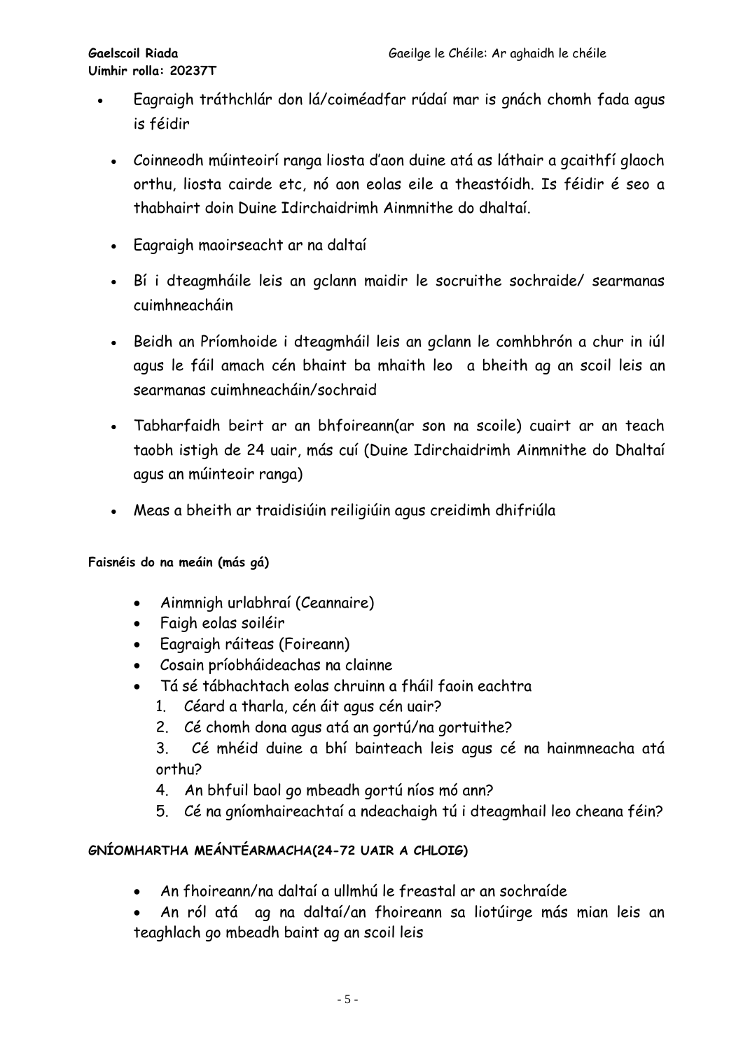- Eagraigh tráthchlár don lá/coiméadfar rúdaí mar is gnách chomh fada agus is féidir
- Coinneodh múinteoirí ranga liosta d'aon duine atá as láthair a gcaithfí glaoch orthu, liosta cairde etc, nó aon eolas eile a theastóidh. Is féidir é seo a thabhairt doin Duine Idirchaidrimh Ainmnithe do dhaltaí.
- Eagraigh maoirseacht ar na daltaí
- Bí i dteagmháile leis an gclann maidir le socruithe sochraide/ searmanas cuimhneacháin
- Beidh an Príomhoide i dteagmháil leis an gclann le comhbhrón a chur in iúl agus le fáil amach cén bhaint ba mhaith leo a bheith ag an scoil leis an searmanas cuimhneacháin/sochraid
- Tabharfaidh beirt ar an bhfoireann(ar son na scoile) cuairt ar an teach taobh istigh de 24 uair, más cuí (Duine Idirchaidrimh Ainmnithe do Dhaltaí agus an múinteoir ranga)
- Meas a bheith ar traidisiúin reiligiúin agus creidimh dhifriúla

**Faisnéis do na meáin (más gá)**

- Ainmnigh urlabhraí (Ceannaire)
- Faigh eolas soiléir
- Eagraigh ráiteas (Foireann)
- Cosain príobháideachas na clainne
- Tá sé tábhachtach eolas chruinn a fháil faoin eachtra
  1. Céard a tharla, cén áit agus cén uair?
  2. Cé chomh dona agus atá an gortú/na gortuithe?
  3. Cé mhéid duine a bhí bainteach leis agus cé na hainmneacha atá orthu?
  4. An bhfuil baol go mbeadh gortú níos mó ann?
  5. Cé na gníomhaireachtaí a ndeachaigh tú i dteagmhail leo cheana féin?

**GNÍOMHARTHA MEÁNTÉARMACHA(24-72 UAIR A CHLOIG)**

- An fhoireann/na daltaí a ullmhú le freastal ar an sochraíde
- An ról atá ag na daltaí/an fhoireann sa liotúirge más mian leis an teaghlach go mbeadh baint ag an scoil leis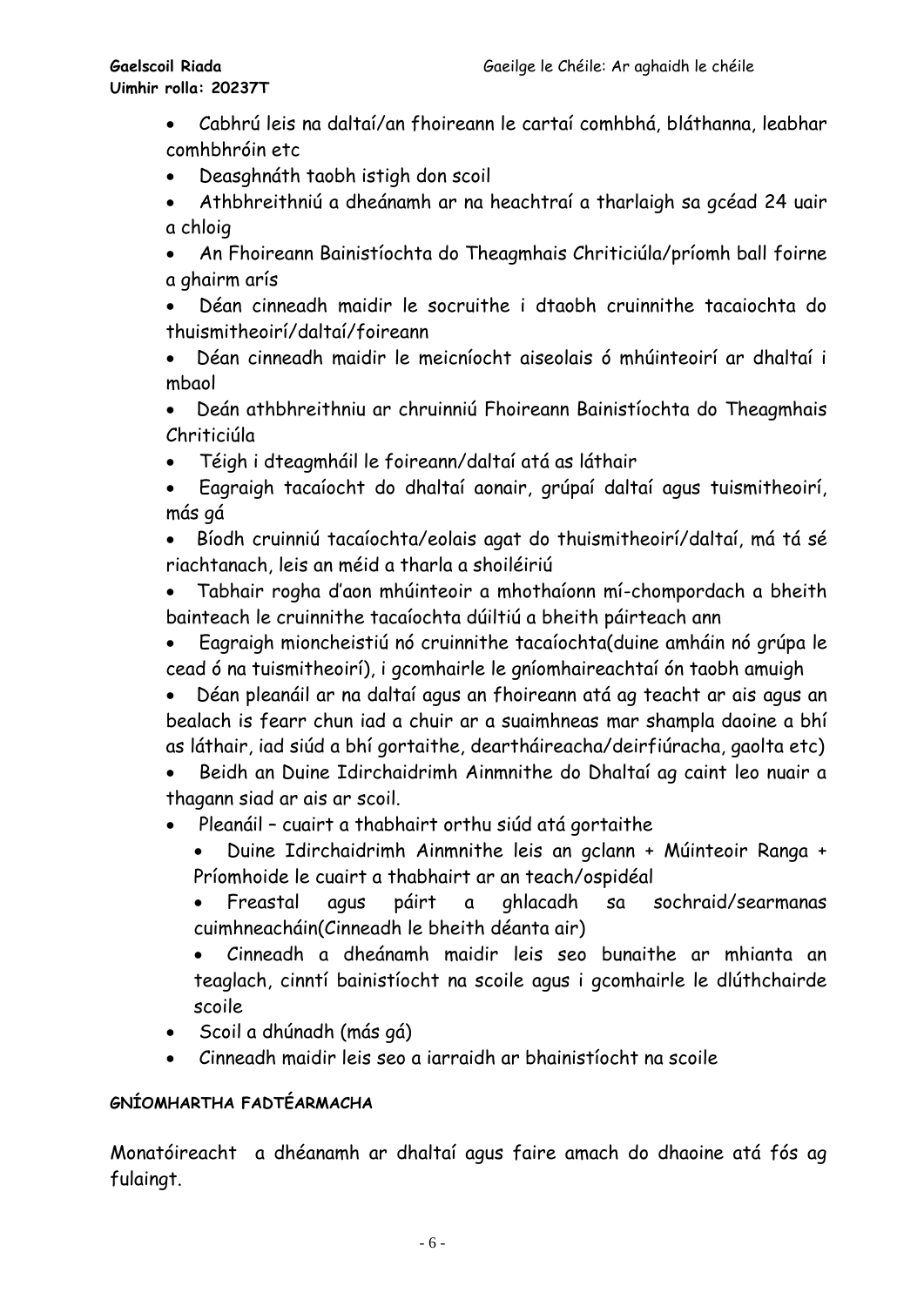- Cabhrú leis na daltaí/an fhoireann le cartaí comhbhá, bláthanna, leabhar comhbhróin etc
- Deasghnáth taobh istigh don scoil
- Athbhreithniú a dheánamh ar na heachtraí a tharlaigh sa gcéad 24 uair a chloig
- An Fhoireann Bainistíochta do Theagmhais Chriticiúla/príomh ball foirne a ghairm arís
- Déan cinneadh maidir le socruithe i dtaobh cruinnithe tacaiochta do thuismitheoirí/daltaí/foireann
- Déan cinneadh maidir le meicníocht aiseolais ó mhúinteoirí ar dhaltaí i mbaol
- Deán athbhreithniu ar chruinniú Fhoireann Bainistíochta do Theagmhais Chriticiúla
- Téigh i dteagmháil le foireann/daltaí atá as láthair
- Eagraigh tacaíocht do dhaltaí aonair, grúpaí daltaí agus tuismitheoirí, más gá
- Bíodh cruinniú tacaíochta/eolais agat do thuismitheoirí/daltaí, má tá sé riachtanach, leis an méid a tharla a shoiléiriú
- Tabhair rogha d'aon mhúinteoir a mhothaíonn mí-chompordach a bheith bainteach le cruinnithe tacaíochta dúiltiú a bheith páirteach ann
- Eagraigh mioncheistiú nó cruinnithe tacaíochta(duine amháin nó grúpa le cead ó na tuismitheoirí), i gcomhairle le gníomhaireachtaí ón taobh amuigh
- Déan pleanáil ar na daltaí agus an fhoireann atá ag teacht ar ais agus an bealach is fearr chun iad a chuir ar a suaimhneas mar shampla daoine a bhí as láthair, iad siúd a bhí gortaithe, deartháireacha/deirfiúracha, gaolta etc)
- Beidh an Duine Idirchaidrimh Ainmnithe do Dhaltaí ag caint leo nuair a thagann siad ar ais ar scoil.
- Pleanáil – cuairt a thabhairt orthu siúd atá gortaithe
  - Duine Idirchaidrimh Ainmnithe leis an gclann + Múinteoir Ranga + Príomhoide le cuairt a thabhairt ar an teach/ospidéal
  - Freastal agus páirt a ghlacadh sa sochraid/searmanas cuimhneacháin(Cinneadh le bheith déanta air)
  - Cinneadh a dheánamh maidir leis seo bunaithe ar mhianta an teaglach, cinntí bainistíocht na scoile agus i gcomhairle le dlúthchairde scoile
- Scoil a dhúnadh (más gá)
- Cinneadh maidir leis seo a iarraidh ar bhainistíocht na scoile

**GNÍOMHARTHA FADTÉARMACHA**

Monatóireacht a dhéanamh ar dhaltaí agus faire amach do dhaoine atá fós ag fulaingt.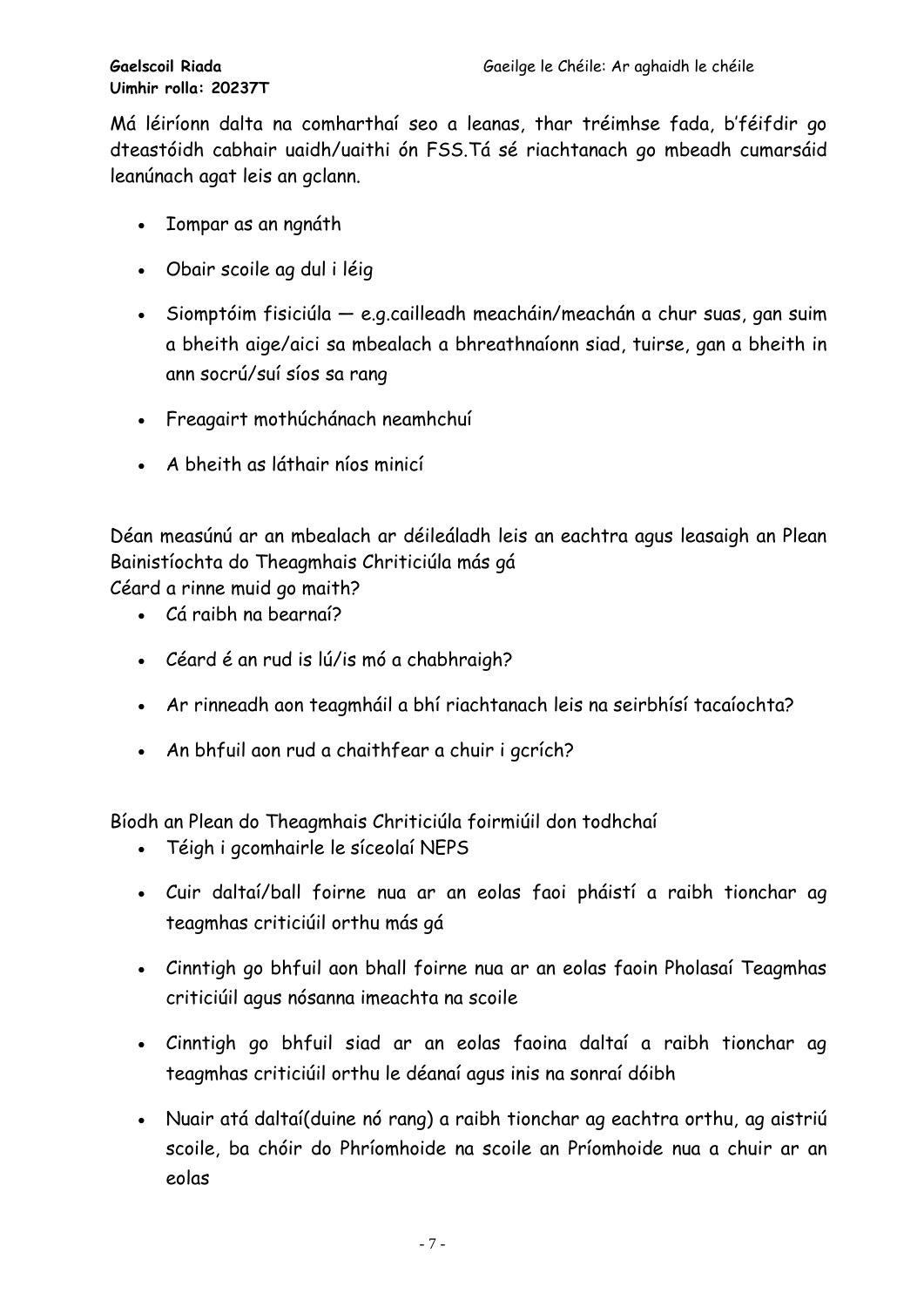Má léiríonn dalta na comharthaí seo a leanas, thar tréimhse fada, b'féifdir go dteastóidh cabhair uaidh/uaithi ón FSS.Tá sé riachtanach go mbeadh cumarsáid leanúnach agat leis an gclann.

- Iompar as an ngnáth
- Obair scoile ag dul i léig
- Siomptóim fisiciúla — e.g.cailleadh meacháin/meachán a chur suas, gan suim a bheith aige/aici sa mbealach a bhreathnaíonn siad, tuirse, gan a bheith in ann socrú/suí síos sa rang
- Freagairt mothúchánach neamhchuí
- A bheith as láthair níos minicí

Déan measúnú ar an mbealach ar déileáladh leis an eachtra agus leasaigh an Plean Bainistíochta do Theagmhais Chriticiúla más gá
Céard a rinne muid go maith?

- Cá raibh na bearnaí?
- Céard é an rud is lú/is mó a chabhraigh?
- Ar rinneadh aon teagmháil a bhí riachtanach leis na seirbhísí tacaíochta?
- An bhfuil aon rud a chaithfear a chuir i gcrích?

Bíodh an Plean do Theagmhais Chriticiúla foirmiúil don todhchaí

- Téigh i gcomhairle le síceolaí NEPS
- Cuir daltaí/ball foirne nua ar an eolas faoi pháistí a raibh tionchar ag teagmhas criticiúil orthu más gá
- Cinntigh go bhfuil aon bhall foirne nua ar an eolas faoin Pholasaí Teagmhas criticiúil agus nósanna imeachta na scoile
- Cinntigh go bhfuil siad ar an eolas faoina daltaí a raibh tionchar ag teagmhas criticiúil orthu le déanaí agus inis na sonraí dóibh
- Nuair atá daltaí(duine nó rang) a raibh tionchar ag eachtra orthu, ag aistriú scoile, ba chóir do Phríomhoide na scoile an Príomhoide nua a chuir ar an eolas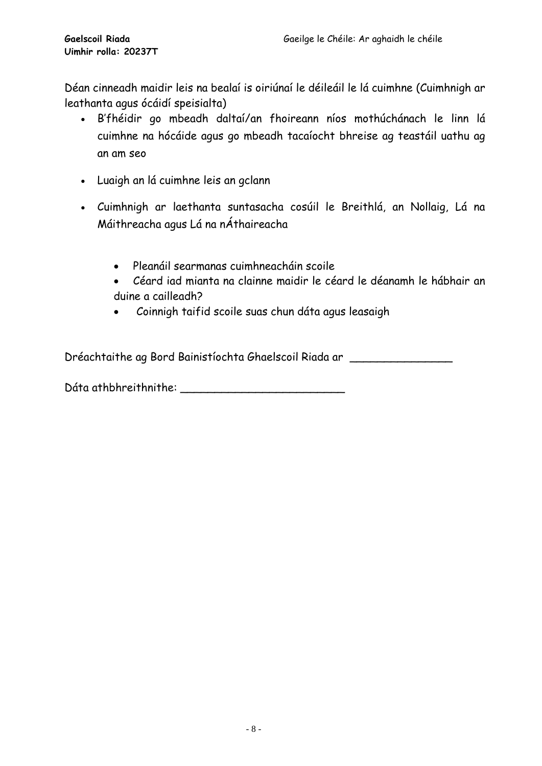Déan cinneadh maidir leis na bealaí is oiriúnaí le déileáil le lá cuimhne (Cuimhnigh ar leathanta agus ócáidí speisialta)

- B'fhéidir go mbeadh daltaí/an fhoireann níos mothúchánach le linn lá cuimhne na hócáide agus go mbeadh tacaíocht bhreise ag teastáil uathu ag an am seo
- Luaigh an lá cuimhne leis an gclann
- Cuimhnigh ar laethanta suntasacha cosúil le Breithlá, an Nollaig, Lá na Máithreacha agus Lá na nÁthaireacha
    - Pleanáil searmanas cuimhneacháin scoile
    - Céard iad mianta na clainne maidir le céard le déanamh le hábhair an duine a cailleadh?
    - Coinnigh taifid scoile suas chun dáta agus leasaigh

Dréachtaithe ag Bord Bainistíochta Ghaelscoil Riada ar _______________

Dáta athbhreithnithe: ________________________